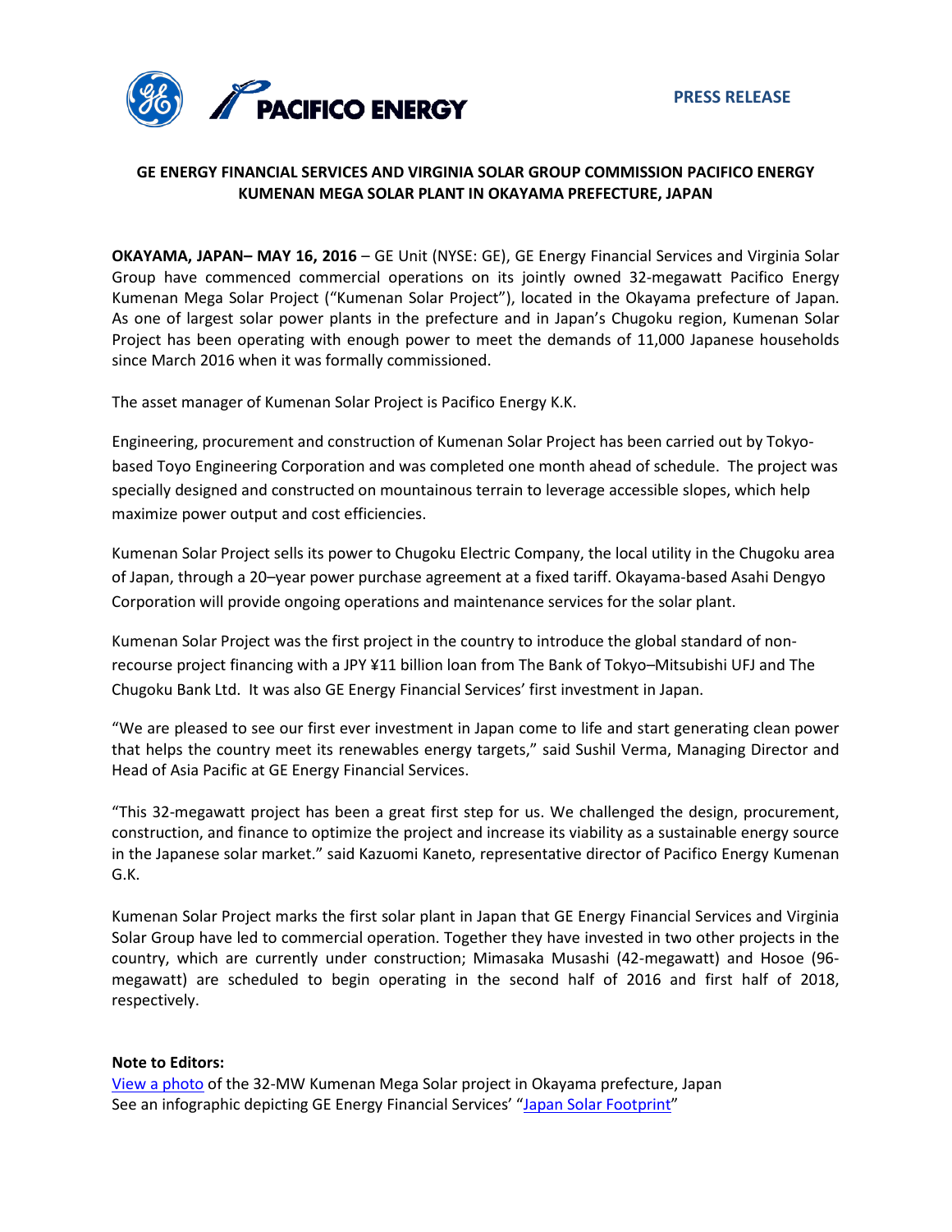PRESS RELEASE

# GE ENERGY FINANCIAL SERVICES AND VIRGINIA SOLAR GROUP COMMISSION PACIFICO ENERGY KUMENAN MEGA SOLAR PLANT IN OKAYAMA PREFECTURE, JAPAN

**OKAYAMA, JAPAN– MAY 16, 2016** – GE Unit (NYSE: GE), GE Energy Financial Services and Virginia Solar Group have commenced commercial operations on its jointly owned 32-megawatt Pacifico Energy Kumenan Mega Solar Project ("Kumenan Solar Project"), located in the Okayama prefecture of Japan. As one of largest solar power plants in the prefecture and in Japan's Chugoku region, Kumenan Solar Project has been operating with enough power to meet the demands of 11,000 Japanese households since March 2016 when it was formally commissioned.

The asset manager of Kumenan Solar Project is Pacifico Energy K.K.

Engineering, procurement and construction of Kumenan Solar Project has been carried out by Tokyo-based Toyo Engineering Corporation and was completed one month ahead of schedule. The project was specially designed and constructed on mountainous terrain to leverage accessible slopes, which help maximize power output and cost efficiencies.

Kumenan Solar Project sells its power to Chugoku Electric Company, the local utility in the Chugoku area of Japan, through a 20–year power purchase agreement at a fixed tariff. Okayama-based Asahi Dengyo Corporation will provide ongoing operations and maintenance services for the solar plant.

Kumenan Solar Project was the first project in the country to introduce the global standard of non-recourse project financing with a JPY ¥11 billion loan from The Bank of Tokyo–Mitsubishi UFJ and The Chugoku Bank Ltd. It was also GE Energy Financial Services' first investment in Japan.

"We are pleased to see our first ever investment in Japan come to life and start generating clean power that helps the country meet its renewables energy targets," said Sushil Verma, Managing Director and Head of Asia Pacific at GE Energy Financial Services.

"This 32-megawatt project has been a great first step for us. We challenged the design, procurement, construction, and finance to optimize the project and increase its viability as a sustainable energy source in the Japanese solar market." said Kazuomi Kaneto, representative director of Pacifico Energy Kumenan G.K.

Kumenan Solar Project marks the first solar plant in Japan that GE Energy Financial Services and Virginia Solar Group have led to commercial operation. Together they have invested in two other projects in the country, which are currently under construction; Mimasaka Musashi (42-megawatt) and Hosoe (96-megawatt) are scheduled to begin operating in the second half of 2016 and first half of 2018, respectively.

**Note to Editors:**

View a photo of the 32-MW Kumenan Mega Solar project in Okayama prefecture, Japan
See an infographic depicting GE Energy Financial Services' "Japan Solar Footprint"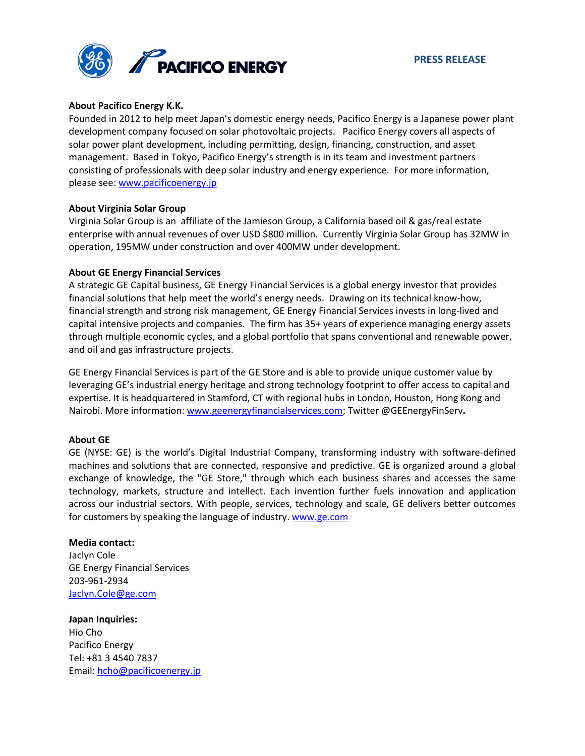**PRESS RELEASE**

**About Pacifico Energy K.K.**

Founded in 2012 to help meet Japan's domestic energy needs, Pacifico Energy is a Japanese power plant development company focused on solar photovoltaic projects. Pacifico Energy covers all aspects of solar power plant development, including permitting, design, financing, construction, and asset management. Based in Tokyo, Pacifico Energy's strength is in its team and investment partners consisting of professionals with deep solar industry and energy experience. For more information, please see: [www.pacificoenergy.jp](http://www.pacificoenergy.jp)

**About Virginia Solar Group**

Virginia Solar Group is an affiliate of the Jamieson Group, a California based oil & gas/real estate enterprise with annual revenues of over USD $800 million. Currently Virginia Solar Group has 32MW in operation, 195MW under construction and over 400MW under development.

**About GE Energy Financial Services**

A strategic GE Capital business, GE Energy Financial Services is a global energy investor that provides financial solutions that help meet the world's energy needs. Drawing on its technical know-how, financial strength and strong risk management, GE Energy Financial Services invests in long-lived and capital intensive projects and companies. The firm has 35+ years of experience managing energy assets through multiple economic cycles, and a global portfolio that spans conventional and renewable power, and oil and gas infrastructure projects.

GE Energy Financial Services is part of the GE Store and is able to provide unique customer value by leveraging GE's industrial energy heritage and strong technology footprint to offer access to capital and expertise. It is headquartered in Stamford, CT with regional hubs in London, Houston, Hong Kong and Nairobi. More information: [www.geenergyfinancialservices.com](http://www.geenergyfinancialservices.com); Twitter @GEEnergyFinServ.

**About GE**

GE (NYSE: GE) is the world's Digital Industrial Company, transforming industry with software-defined machines and solutions that are connected, responsive and predictive. GE is organized around a global exchange of knowledge, the "GE Store," through which each business shares and accesses the same technology, markets, structure and intellect. Each invention further fuels innovation and application across our industrial sectors. With people, services, technology and scale, GE delivers better outcomes for customers by speaking the language of industry. [www.ge.com](http://www.ge.com)

**Media contact:**
Jaclyn Cole
GE Energy Financial Services
203-961-2934
[Jaclyn.Cole@ge.com](mailto:Jaclyn.Cole@ge.com)

**Japan Inquiries:**
Hio Cho
Pacifico Energy
Tel: +81 3 4540 7837
Email: [hcho@pacificoenergy.jp](mailto:hcho@pacificoenergy.jp)